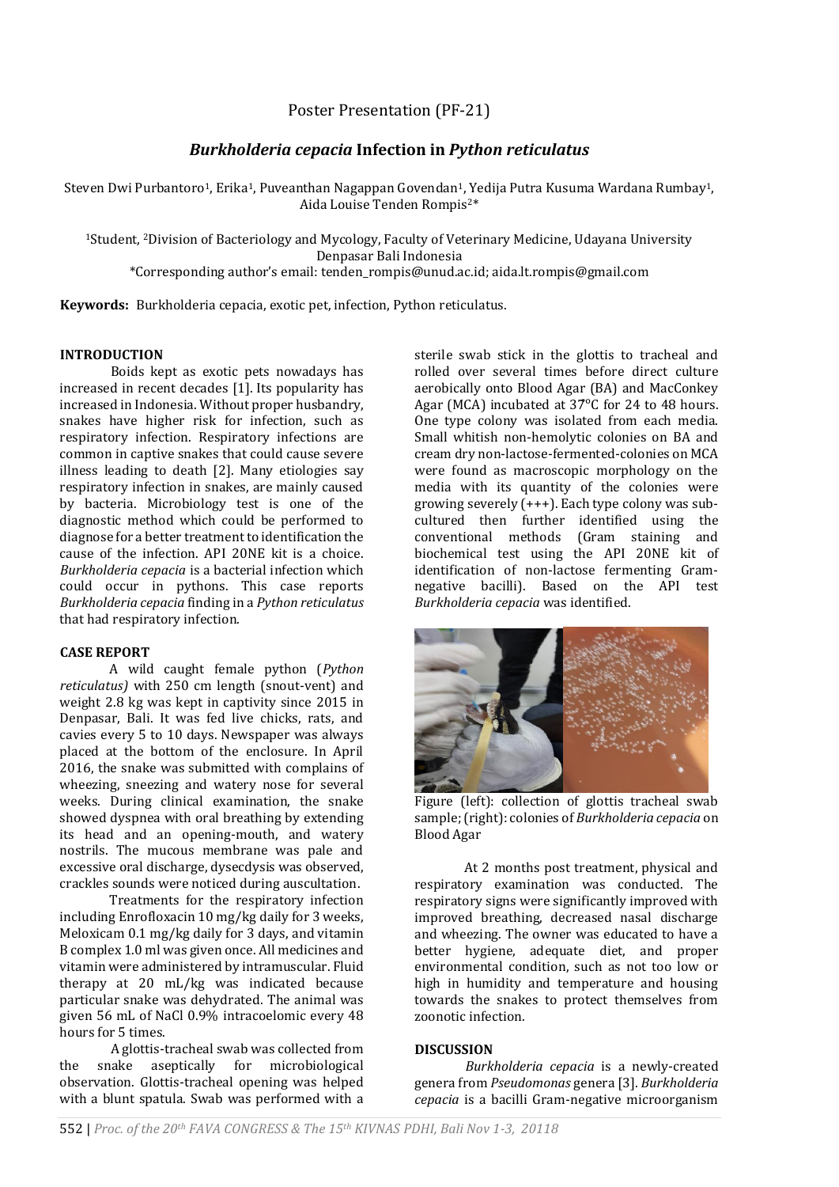Poster Presentation (PF-21)

# *Burkholderia cepacia* Infection in *Python reticulatus*

Steven Dwi Purbantoro[1], Erika[1], Puveanthan Nagappan Govendan[1], Yedija Putra Kusuma Wardana Rumbay[1], Aida Louise Tenden Rompis[2]*

[1]Student, [2]Division of Bacteriology and Mycology, Faculty of Veterinary Medicine, Udayana University Denpasar Bali Indonesia

*Corresponding author's email: tenden_rompis@unud.ac.id; aida.lt.rompis@gmail.com

**Keywords:** Burkholderia cepacia, exotic pet, infection, Python reticulatus.

## INTRODUCTION

Boids kept as exotic pets nowadays has increased in recent decades [1]. Its popularity has increased in Indonesia. Without proper husbandry, snakes have higher risk for infection, such as respiratory infection. Respiratory infections are common in captive snakes that could cause severe illness leading to death [2]. Many etiologies say respiratory infection in snakes, are mainly caused by bacteria. Microbiology test is one of the diagnostic method which could be performed to diagnose for a better treatment to identification the cause of the infection. API 20NE kit is a choice. *Burkholderia cepacia* is a bacterial infection which could occur in pythons. This case reports *Burkholderia cepacia* finding in a *Python reticulatus* that had respiratory infection.

## CASE REPORT

A wild caught female python (*Python reticulatus)* with 250 cm length (snout-vent) and weight 2.8 kg was kept in captivity since 2015 in Denpasar, Bali. It was fed live chicks, rats, and cavies every 5 to 10 days. Newspaper was always placed at the bottom of the enclosure. In April 2016, the snake was submitted with complains of wheezing, sneezing and watery nose for several weeks. During clinical examination, the snake showed dyspnea with oral breathing by extending its head and an opening-mouth, and watery nostrils. The mucous membrane was pale and excessive oral discharge, dysecdysis was observed, crackles sounds were noticed during auscultation.

Treatments for the respiratory infection including Enrofloxacin 10 mg/kg daily for 3 weeks, Meloxicam 0.1 mg/kg daily for 3 days, and vitamin B complex 1.0 ml was given once. All medicines and vitamin were administered by intramuscular. Fluid therapy at 20 mL/kg was indicated because particular snake was dehydrated. The animal was given 56 mL of NaCl 0.9% intracoelomic every 48 hours for 5 times.

A glottis-tracheal swab was collected from the snake aseptically for microbiological observation. Glottis-tracheal opening was helped with a blunt spatula. Swab was performed with a sterile swab stick in the glottis to tracheal and rolled over several times before direct culture aerobically onto Blood Agar (BA) and MacConkey Agar (MCA) incubated at 37°C for 24 to 48 hours. One type colony was isolated from each media. Small whitish non-hemolytic colonies on BA and cream dry non-lactose-fermented-colonies on MCA were found as macroscopic morphology on the media with its quantity of the colonies were growing severely (+++). Each type colony was sub-cultured then further identified using the conventional methods (Gram staining and biochemical test using the API 20NE kit of identification of non-lactose fermenting Gram-negative bacilli). Based on the API test *Burkholderia cepacia* was identified.

Figure (left): collection of glottis tracheal swab sample; (right): colonies of *Burkholderia cepacia* on Blood Agar

At 2 months post treatment, physical and respiratory examination was conducted. The respiratory signs were significantly improved with improved breathing, decreased nasal discharge and wheezing. The owner was educated to have a better hygiene, adequate diet, and proper environmental condition, such as not too low or high in humidity and temperature and housing towards the snakes to protect themselves from zoonotic infection.

## DISCUSSION

*Burkholderia cepacia* is a newly-created genera from *Pseudomonas* genera [3]. *Burkholderia cepacia* is a bacilli Gram-negative microorganism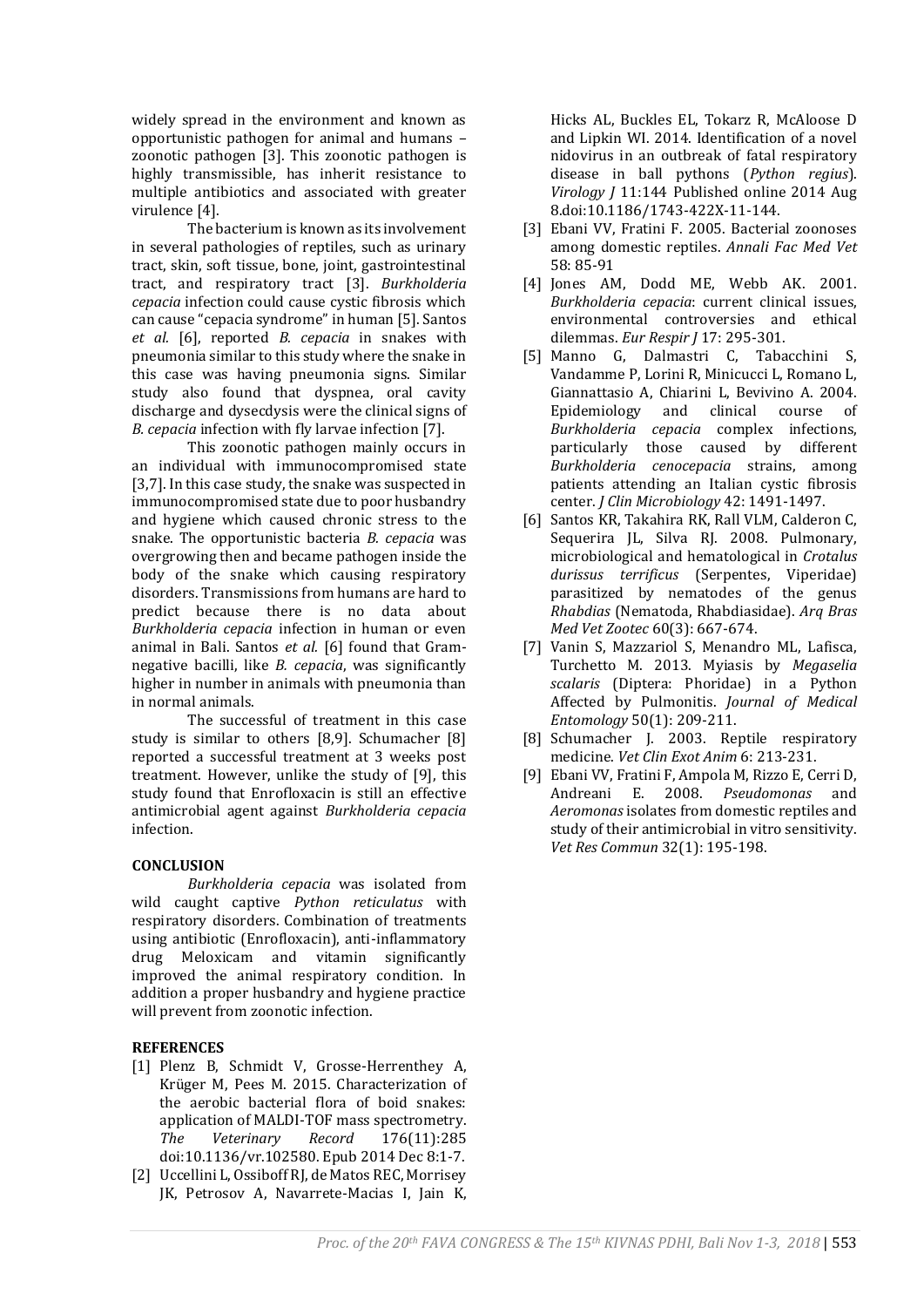widely spread in the environment and known as opportunistic pathogen for animal and humans – zoonotic pathogen [3]. This zoonotic pathogen is highly transmissible, has inherit resistance to multiple antibiotics and associated with greater virulence [4].

The bacterium is known as its involvement in several pathologies of reptiles, such as urinary tract, skin, soft tissue, bone, joint, gastrointestinal tract, and respiratory tract [3]. *Burkholderia cepacia* infection could cause cystic fibrosis which can cause "cepacia syndrome" in human [5]. Santos *et al.* [6], reported *B. cepacia* in snakes with pneumonia similar to this study where the snake in this case was having pneumonia signs. Similar study also found that dyspnea, oral cavity discharge and dysecdysis were the clinical signs of *B. cepacia* infection with fly larvae infection [7].

This zoonotic pathogen mainly occurs in an individual with immunocompromised state [3,7]. In this case study, the snake was suspected in immunocompromised state due to poor husbandry and hygiene which caused chronic stress to the snake. The opportunistic bacteria *B. cepacia* was overgrowing then and became pathogen inside the body of the snake which causing respiratory disorders. Transmissions from humans are hard to predict because there is no data about *Burkholderia cepacia* infection in human or even animal in Bali. Santos *et al.* [6] found that Gram-negative bacilli, like *B. cepacia*, was significantly higher in number in animals with pneumonia than in normal animals.

The successful of treatment in this case study is similar to others [8,9]. Schumacher [8] reported a successful treatment at 3 weeks post treatment. However, unlike the study of [9], this study found that Enrofloxacin is still an effective antimicrobial agent against *Burkholderia cepacia* infection.

## CONCLUSION

*Burkholderia cepacia* was isolated from wild caught captive *Python reticulatus* with respiratory disorders. Combination of treatments using antibiotic (Enrofloxacin), anti-inflammatory drug Meloxicam and vitamin significantly improved the animal respiratory condition. In addition a proper husbandry and hygiene practice will prevent from zoonotic infection.

## REFERENCES

[1] Plenz B, Schmidt V, Grosse-Herrenthey A, Krüger M, Pees M. 2015. Characterization of the aerobic bacterial flora of boid snakes: application of MALDI-TOF mass spectrometry. *The Veterinary Record* 176(11):285 doi:10.1136/vr.102580. Epub 2014 Dec 8:1-7.

[2] Uccellini L, Ossiboff RJ, de Matos REC, Morrisey JK, Petrosov A, Navarrete-Macias I, Jain K, Hicks AL, Buckles EL, Tokarz R, McAloose D and Lipkin WI. 2014. Identification of a novel nidovirus in an outbreak of fatal respiratory disease in ball pythons (*Python regius*). *Virology J* 11:144 Published online 2014 Aug 8.doi:10.1186/1743-422X-11-144.

[3] Ebani VV, Fratini F. 2005. Bacterial zoonoses among domestic reptiles. *Annali Fac Med Vet* 58: 85-91

[4] Jones AM, Dodd ME, Webb AK. 2001. *Burkholderia cepacia*: current clinical issues, environmental controversies and ethical dilemmas. *Eur Respir J* 17: 295-301.

[5] Manno G, Dalmastri C, Tabacchini S, Vandamme P, Lorini R, Minicucci L, Romano L, Giannattasio A, Chiarini L, Bevivino A. 2004. Epidemiology and clinical course of *Burkholderia cepacia* complex infections, particularly those caused by different *Burkholderia cenocepacia* strains, among patients attending an Italian cystic fibrosis center. *J Clin Microbiology* 42: 1491-1497.

[6] Santos KR, Takahira RK, Rall VLM, Calderon C, Sequerira JL, Silva RJ. 2008. Pulmonary, microbiological and hematological in *Crotalus durissus terrificus* (Serpentes, Viperidae) parasitized by nematodes of the genus *Rhabdias* (Nematoda, Rhabdiasidae). *Arq Bras Med Vet Zootec* 60(3): 667-674.

[7] Vanin S, Mazzariol S, Menandro ML, Lafisca, Turchetto M. 2013. Myiasis by *Megaselia scalaris* (Diptera: Phoridae) in a Python Affected by Pulmonitis. *Journal of Medical Entomology* 50(1): 209-211.

[8] Schumacher J. 2003. Reptile respiratory medicine. *Vet Clin Exot Anim* 6: 213-231.

[9] Ebani VV, Fratini F, Ampola M, Rizzo E, Cerri D, Andreani E. 2008. *Pseudomonas* and *Aeromonas* isolates from domestic reptiles and study of their antimicrobial in vitro sensitivity. *Vet Res Commun* 32(1): 195-198.